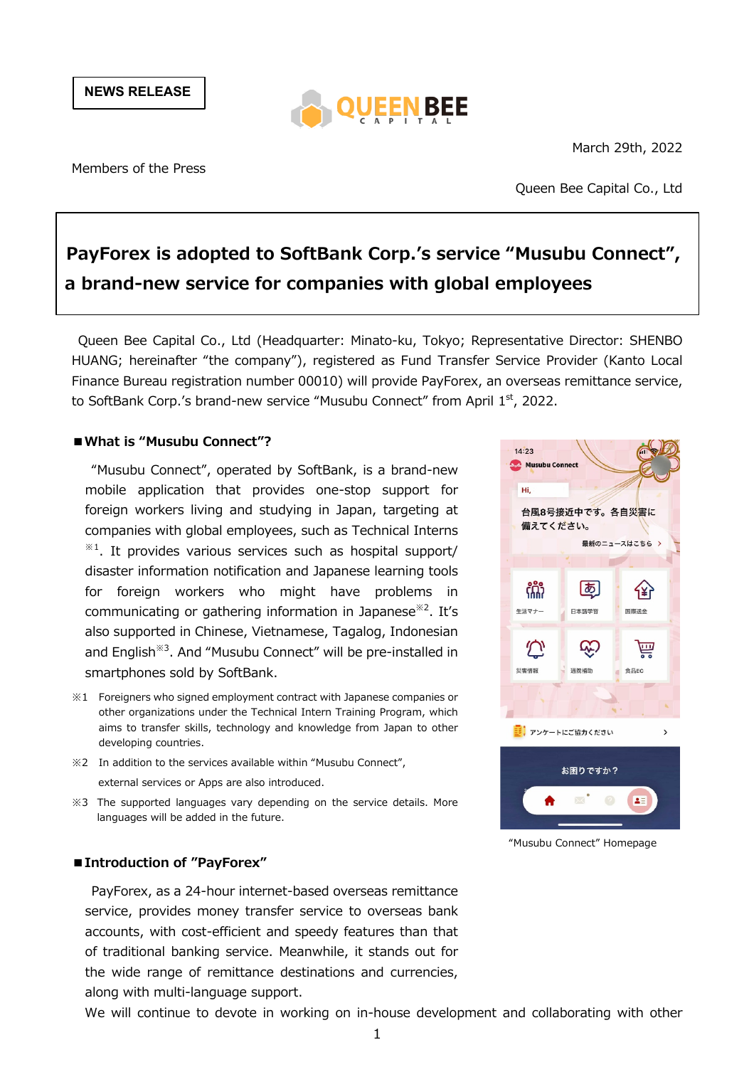NEWS RELEASE

QUEEN BEE CAPITAL

March 29th, 2022

Members of the Press

Queen Bee Capital Co., Ltd

# PayForex is adopted to SoftBank Corp.'s service "Musubu Connect", a brand-new service for companies with global employees

Queen Bee Capital Co., Ltd (Headquarter: Minato-ku, Tokyo; Representative Director: SHENBO HUANG; hereinafter "the company"), registered as Fund Transfer Service Provider (Kanto Local Finance Bureau registration number 00010) will provide PayForex, an overseas remittance service, to SoftBank Corp.'s brand-new service "Musubu Connect" from April 1st, 2022.

## ■What is "Musubu Connect"?

"Musubu Connect", operated by SoftBank, is a brand-new mobile application that provides one-stop support for foreign workers living and studying in Japan, targeting at companies with global employees, such as Technical Interns ※1. It provides various services such as hospital support/ disaster information notification and Japanese learning tools for foreign workers who might have problems in communicating or gathering information in Japanese※2. It's also supported in Chinese, Vietnamese, Tagalog, Indonesian and English※3. And "Musubu Connect" will be pre-installed in smartphones sold by SoftBank.

※1 Foreigners who signed employment contract with Japanese companies or other organizations under the Technical Intern Training Program, which aims to transfer skills, technology and knowledge from Japan to other developing countries.

※2 In addition to the services available within "Musubu Connect", external services or Apps are also introduced.

※3 The supported languages vary depending on the service details. More languages will be added in the future.

"Musubu Connect" Homepage

## ■Introduction of "PayForex"

PayForex, as a 24-hour internet-based overseas remittance service, provides money transfer service to overseas bank accounts, with cost-efficient and speedy features than that of traditional banking service. Meanwhile, it stands out for the wide range of remittance destinations and currencies, along with multi-language support.

We will continue to devote in working on in-house development and collaborating with other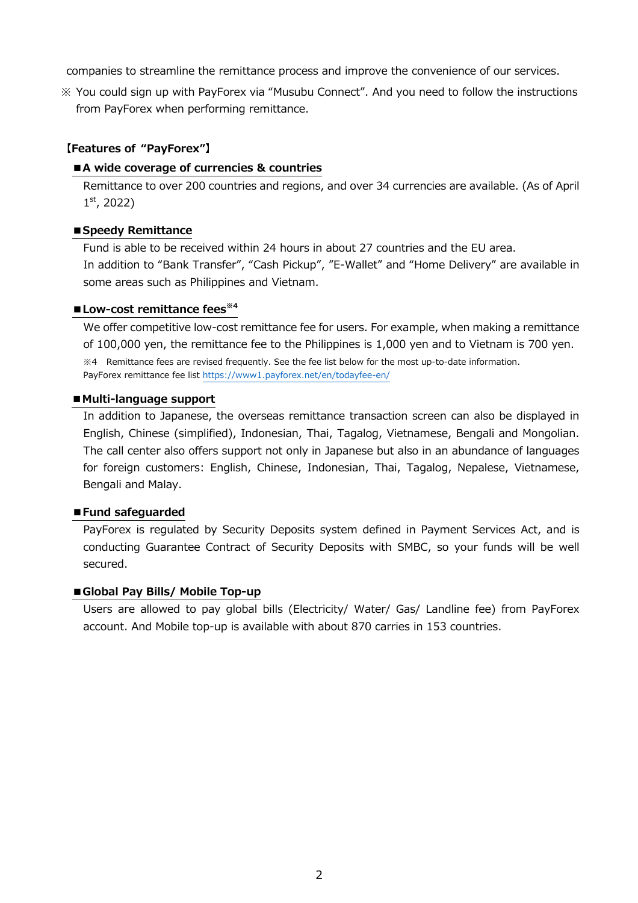companies to streamline the remittance process and improve the convenience of our services.

※ You could sign up with PayForex via “Musubu Connect”. And you need to follow the instructions from PayForex when performing remittance.

**【Features of “PayForex”】**

**■A wide coverage of currencies & countries**

Remittance to over 200 countries and regions, and over 34 currencies are available. (As of April 1st, 2022)

**■Speedy Remittance**

Fund is able to be received within 24 hours in about 27 countries and the EU area.
In addition to “Bank Transfer”, “Cash Pickup”, ”E-Wallet” and “Home Delivery” are available in some areas such as Philippines and Vietnam.

**■Low-cost remittance fees※4**

We offer competitive low-cost remittance fee for users. For example, when making a remittance of 100,000 yen, the remittance fee to the Philippines is 1,000 yen and to Vietnam is 700 yen.

※4 Remittance fees are revised frequently. See the fee list below for the most up-to-date information.
PayForex remittance fee list https://www1.payforex.net/en/todayfee-en/

**■Multi-language support**

In addition to Japanese, the overseas remittance transaction screen can also be displayed in English, Chinese (simplified), Indonesian, Thai, Tagalog, Vietnamese, Bengali and Mongolian. The call center also offers support not only in Japanese but also in an abundance of languages for foreign customers: English, Chinese, Indonesian, Thai, Tagalog, Nepalese, Vietnamese, Bengali and Malay.

**■Fund safeguarded**

PayForex is regulated by Security Deposits system defined in Payment Services Act, and is conducting Guarantee Contract of Security Deposits with SMBC, so your funds will be well secured.

**■Global Pay Bills/ Mobile Top-up**

Users are allowed to pay global bills (Electricity/ Water/ Gas/ Landline fee) from PayForex account. And Mobile top-up is available with about 870 carries in 153 countries.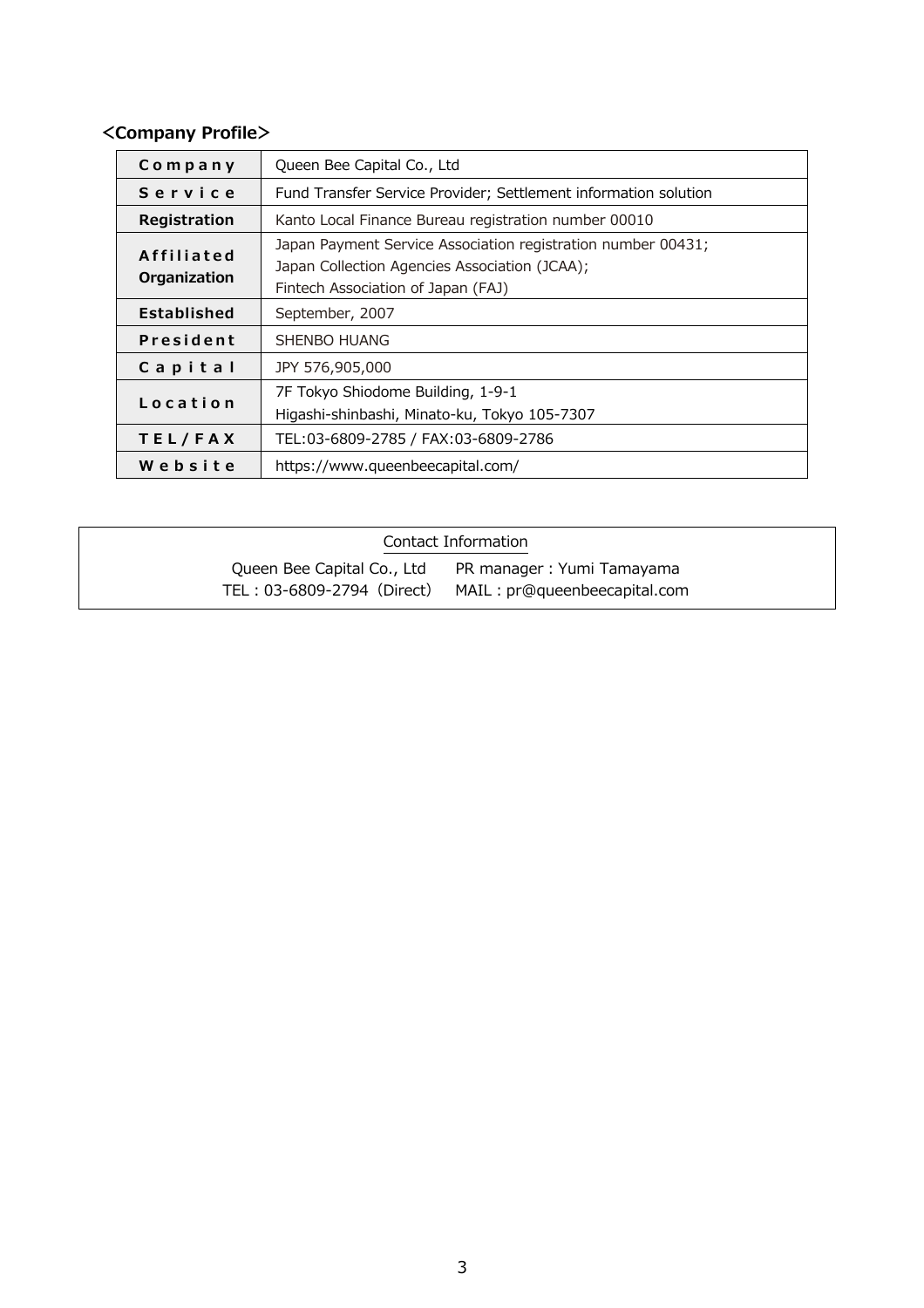## ＜Company Profile＞

| | |
|---|---|
| **Company** | Queen Bee Capital Co., Ltd |
| **Service** | Fund Transfer Service Provider; Settlement information solution |
| **Registration** | Kanto Local Finance Bureau registration number 00010 |
| **Affiliated Organization** | Japan Payment Service Association registration number 00431;<br>Japan Collection Agencies Association (JCAA);<br>Fintech Association of Japan (FAJ) |
| **Established** | September, 2007 |
| **President** | SHENBO HUANG |
| **Capital** | JPY 576,905,000 |
| **Location** | 7F Tokyo Shiodome Building, 1-9-1<br>Higashi-shinbashi, Minato-ku, Tokyo 105-7307 |
| **TEL/FAX** | TEL:03-6809-2785 / FAX:03-6809-2786 |
| **Website** | https://www.queenbeecapital.com/ |

Contact Information

Queen Bee Capital Co., Ltd　PR manager : Yumi Tamayama

TEL : 03-6809-2794（Direct）　MAIL : pr@queenbeecapital.com